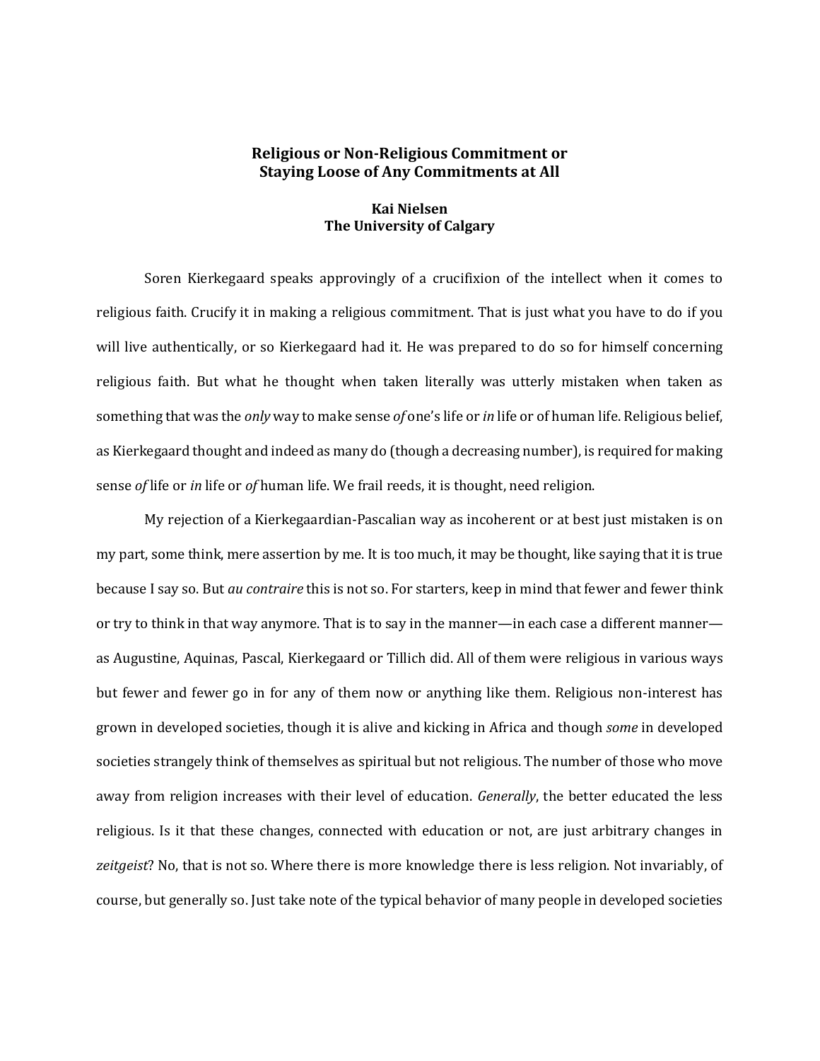# Religious or Non-Religious Commitment or Staying Loose of Any Commitments at All

**Kai Nielsen**
**The University of Calgary**

Soren Kierkegaard speaks approvingly of a crucifixion of the intellect when it comes to religious faith. Crucify it in making a religious commitment. That is just what you have to do if you will live authentically, or so Kierkegaard had it. He was prepared to do so for himself concerning religious faith. But what he thought when taken literally was utterly mistaken when taken as something that was the *only* way to make sense *of* one's life or *in* life or of human life. Religious belief, as Kierkegaard thought and indeed as many do (though a decreasing number), is required for making sense *of* life or *in* life or *of* human life. We frail reeds, it is thought, need religion.

My rejection of a Kierkegaardian-Pascalian way as incoherent or at best just mistaken is on my part, some think, mere assertion by me. It is too much, it may be thought, like saying that it is true because I say so. But *au contraire* this is not so. For starters, keep in mind that fewer and fewer think or try to think in that way anymore. That is to say in the manner—in each case a different manner—as Augustine, Aquinas, Pascal, Kierkegaard or Tillich did. All of them were religious in various ways but fewer and fewer go in for any of them now or anything like them. Religious non-interest has grown in developed societies, though it is alive and kicking in Africa and though *some* in developed societies strangely think of themselves as spiritual but not religious. The number of those who move away from religion increases with their level of education. *Generally*, the better educated the less religious. Is it that these changes, connected with education or not, are just arbitrary changes in *zeitgeist*? No, that is not so. Where there is more knowledge there is less religion. Not invariably, of course, but generally so. Just take note of the typical behavior of many people in developed societies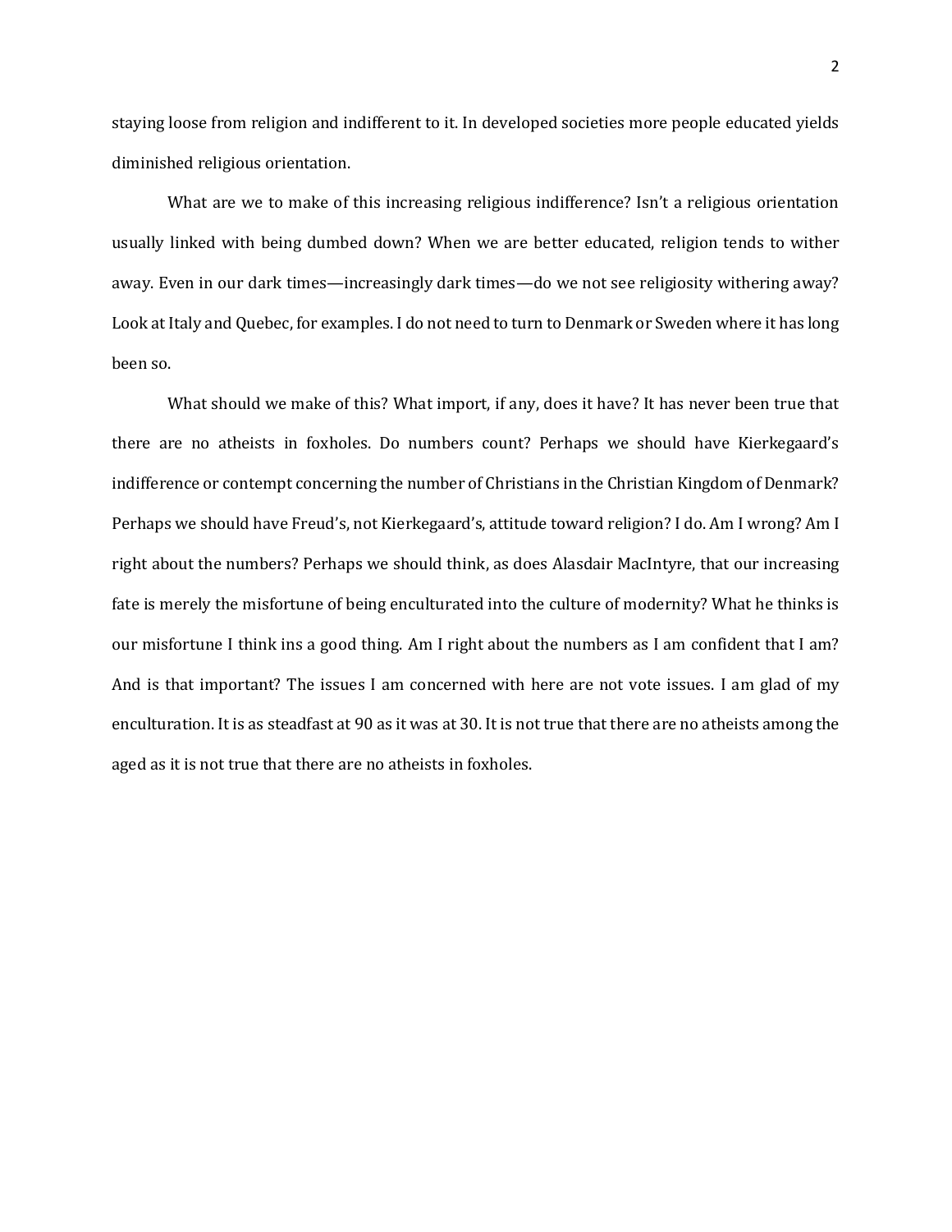staying loose from religion and indifferent to it. In developed societies more people educated yields diminished religious orientation.

What are we to make of this increasing religious indifference? Isn't a religious orientation usually linked with being dumbed down? When we are better educated, religion tends to wither away. Even in our dark times—increasingly dark times—do we not see religiosity withering away? Look at Italy and Quebec, for examples. I do not need to turn to Denmark or Sweden where it has long been so.

What should we make of this? What import, if any, does it have? It has never been true that there are no atheists in foxholes. Do numbers count? Perhaps we should have Kierkegaard's indifference or contempt concerning the number of Christians in the Christian Kingdom of Denmark? Perhaps we should have Freud's, not Kierkegaard's, attitude toward religion? I do. Am I wrong? Am I right about the numbers? Perhaps we should think, as does Alasdair MacIntyre, that our increasing fate is merely the misfortune of being enculturated into the culture of modernity? What he thinks is our misfortune I think ins a good thing. Am I right about the numbers as I am confident that I am? And is that important? The issues I am concerned with here are not vote issues. I am glad of my enculturation. It is as steadfast at 90 as it was at 30. It is not true that there are no atheists among the aged as it is not true that there are no atheists in foxholes.